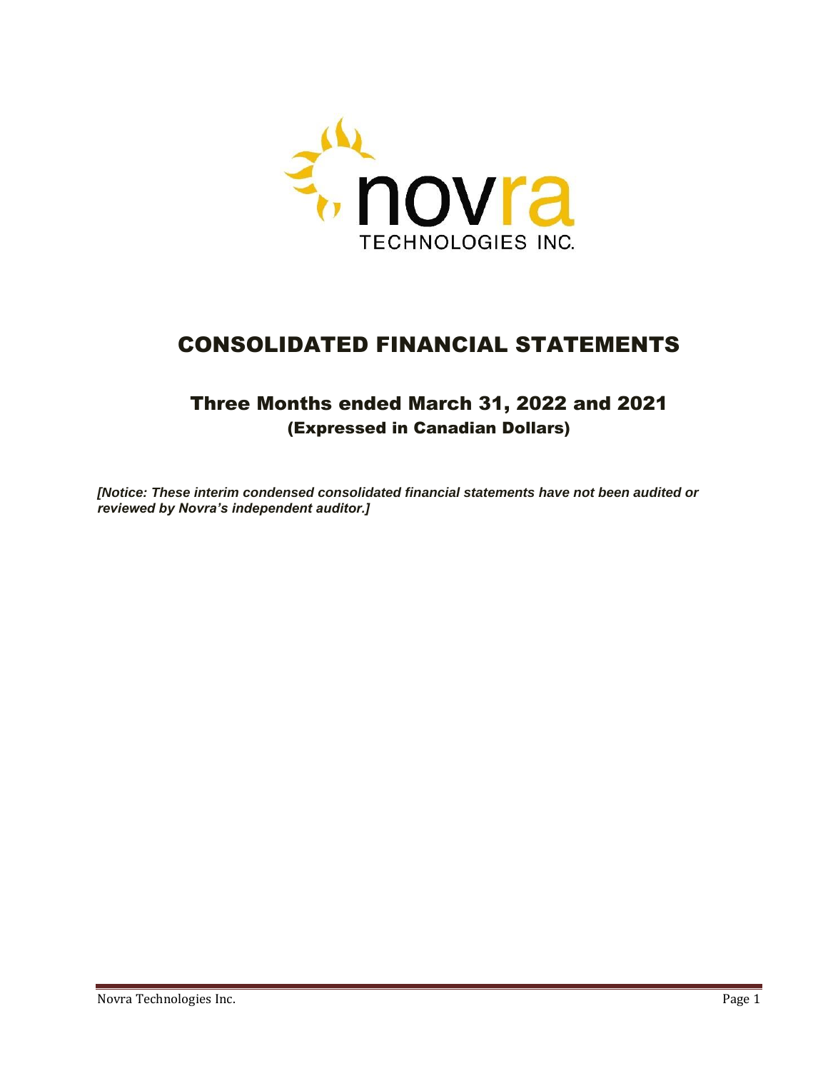novra

TECHNOLOGIES INC.

# CONSOLIDATED FINANCIAL STATEMENTS

## Three Months ended March 31, 2022 and 2021

### (Expressed in Canadian Dollars)

***[Notice: These interim condensed consolidated financial statements have not been audited or reviewed by Novra's independent auditor.]***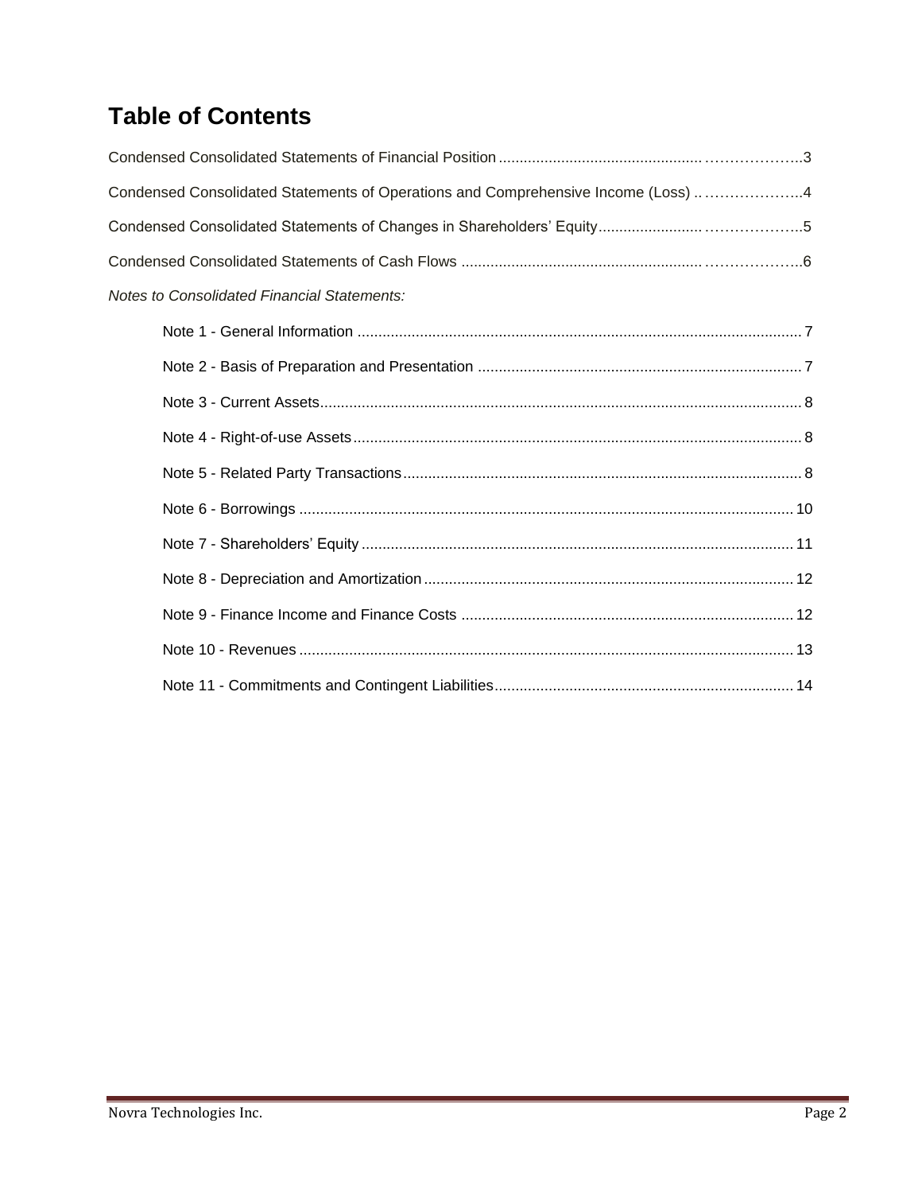# Table of Contents

Condensed Consolidated Statements of Financial Position ..................3

Condensed Consolidated Statements of Operations and Comprehensive Income (Loss) ..................4

Condensed Consolidated Statements of Changes in Shareholders' Equity..................5

Condensed Consolidated Statements of Cash Flows ..................6

*Notes to Consolidated Financial Statements:*

- Note 1 - General Information .................. 7
- Note 2 - Basis of Preparation and Presentation .................. 7
- Note 3 - Current Assets.................. 8
- Note 4 - Right-of-use Assets.................. 8
- Note 5 - Related Party Transactions.................. 8
- Note 6 - Borrowings .................. 10
- Note 7 - Shareholders' Equity .................. 11
- Note 8 - Depreciation and Amortization .................. 12
- Note 9 - Finance Income and Finance Costs .................. 12
- Note 10 - Revenues .................. 13
- Note 11 - Commitments and Contingent Liabilities.................. 14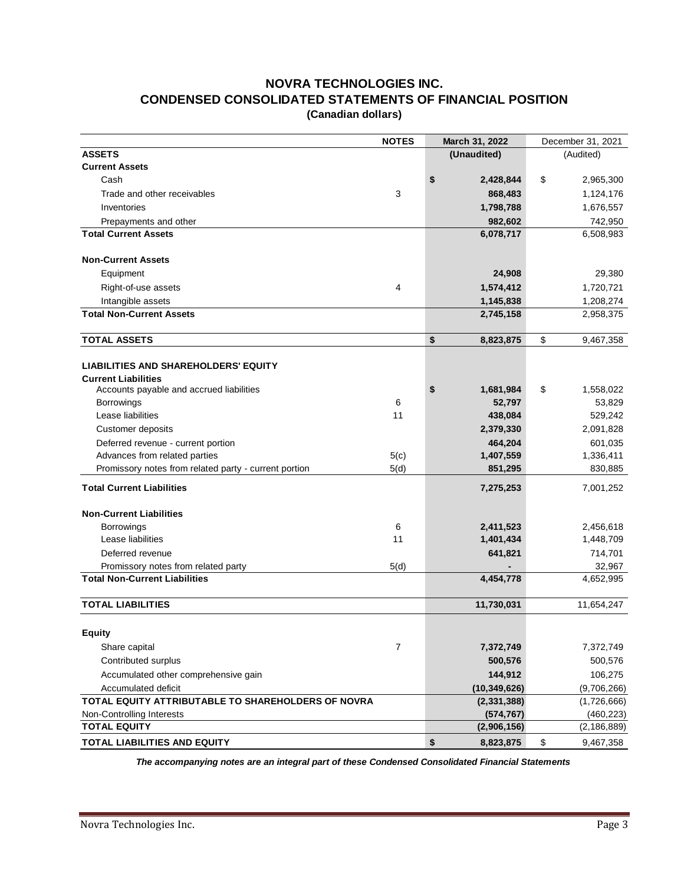# NOVRA TECHNOLOGIES INC.
## CONDENSED CONSOLIDATED STATEMENTS OF FINANCIAL POSITION
### (Canadian dollars)

| | NOTES | March 31, 2022 | December 31, 2021 |
|---|---|---|---|
| **ASSETS** | | **(Unaudited)** | (Audited) |
| **Current Assets** | | | |
| Cash | | **$ 2,428,844** | $ 2,965,300 |
| Trade and other receivables | 3 | **868,483** | 1,124,176 |
| Inventories | | **1,798,788** | 1,676,557 |
| Prepayments and other | | **982,602** | 742,950 |
| **Total Current Assets** | | **6,078,717** | 6,508,983 |
| | | | |
| **Non-Current Assets** | | | |
| Equipment | | **24,908** | 29,380 |
| Right-of-use assets | 4 | **1,574,412** | 1,720,721 |
| Intangible assets | | **1,145,838** | 1,208,274 |
| **Total Non-Current Assets** | | **2,745,158** | 2,958,375 |
| | | | |
| **TOTAL ASSETS** | | **$ 8,823,875** | $ 9,467,358 |
| | | | |
| **LIABILITIES AND SHAREHOLDERS' EQUITY** | | | |
| **Current Liabilities** | | | |
| Accounts payable and accrued liabilities | | **$ 1,681,984** | $ 1,558,022 |
| Borrowings | 6 | **52,797** | 53,829 |
| Lease liabilities | 11 | **438,084** | 529,242 |
| Customer deposits | | **2,379,330** | 2,091,828 |
| Deferred revenue - current portion | | **464,204** | 601,035 |
| Advances from related parties | 5(c) | **1,407,559** | 1,336,411 |
| Promissory notes from related party - current portion | 5(d) | **851,295** | 830,885 |
| **Total Current Liabilities** | | **7,275,253** | 7,001,252 |
| | | | |
| **Non-Current Liabilities** | | | |
| Borrowings | 6 | **2,411,523** | 2,456,618 |
| Lease liabilities | 11 | **1,401,434** | 1,448,709 |
| Deferred revenue | | **641,821** | 714,701 |
| Promissory notes from related party | 5(d) | **-** | 32,967 |
| **Total Non-Current Liabilities** | | **4,454,778** | 4,652,995 |
| | | | |
| **TOTAL LIABILITIES** | | **11,730,031** | 11,654,247 |
| | | | |
| **Equity** | | | |
| Share capital | 7 | **7,372,749** | 7,372,749 |
| Contributed surplus | | **500,576** | 500,576 |
| Accumulated other comprehensive gain | | **144,912** | 106,275 |
| Accumulated deficit | | **(10,349,626)** | (9,706,266) |
| **TOTAL EQUITY ATTRIBUTABLE TO SHAREHOLDERS OF NOVRA** | | **(2,331,388)** | (1,726,666) |
| Non-Controlling Interests | | **(574,767)** | (460,223) |
| **TOTAL EQUITY** | | **(2,906,156)** | (2,186,889) |
| **TOTAL LIABILITIES AND EQUITY** | | **$ 8,823,875** | $ 9,467,358 |

***The accompanying notes are an integral part of these Condensed Consolidated Financial Statements***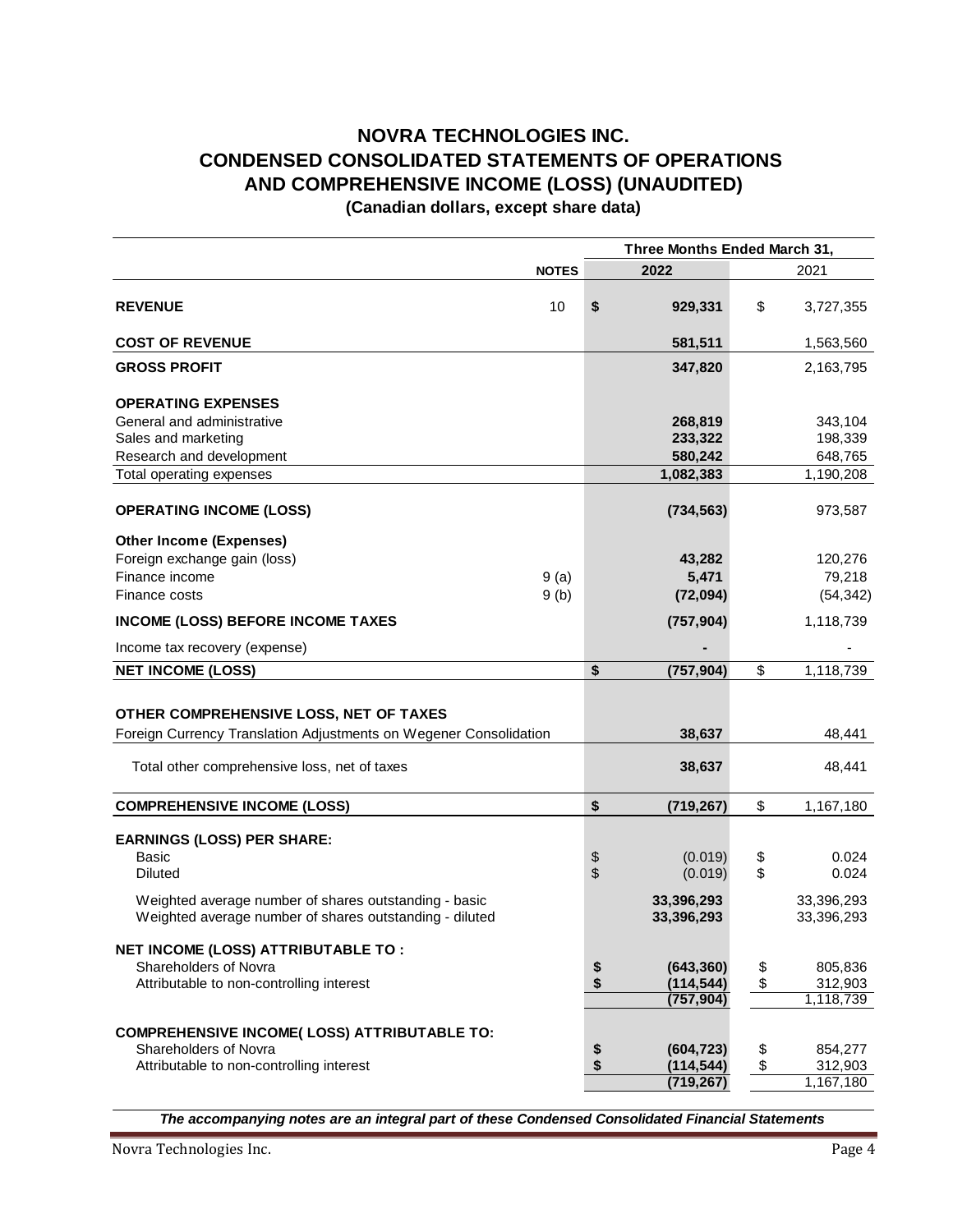# NOVRA TECHNOLOGIES INC.
# CONDENSED CONSOLIDATED STATEMENTS OF OPERATIONS AND COMPREHENSIVE INCOME (LOSS) (UNAUDITED)

**(Canadian dollars, except share data)**

| | NOTES | Three Months Ended March 31, 2022 | 2021 |
|---|---|---|---|
| **REVENUE** | 10 | **$ 929,331** | $ 3,727,355 |
| **COST OF REVENUE** | | **581,511** | 1,563,560 |
| **GROSS PROFIT** | | **347,820** | 2,163,795 |
| **OPERATING EXPENSES** | | | |
| General and administrative | | **268,819** | 343,104 |
| Sales and marketing | | **233,322** | 198,339 |
| Research and development | | **580,242** | 648,765 |
| Total operating expenses | | **1,082,383** | 1,190,208 |
| **OPERATING INCOME (LOSS)** | | **(734,563)** | 973,587 |
| **Other Income (Expenses)** | | | |
| Foreign exchange gain (loss) | | **43,282** | 120,276 |
| Finance income | 9 (a) | **5,471** | 79,218 |
| Finance costs | 9 (b) | **(72,094)** | (54,342) |
| **INCOME (LOSS) BEFORE INCOME TAXES** | | **(757,904)** | 1,118,739 |
| Income tax recovery (expense) | | **-** | - |
| **NET INCOME (LOSS)** | | **$ (757,904)** | $ 1,118,739 |
| **OTHER COMPREHENSIVE LOSS, NET OF TAXES** | | | |
| Foreign Currency Translation Adjustments on Wegener Consolidation | | **38,637** | 48,441 |
| Total other comprehensive loss, net of taxes | | **38,637** | 48,441 |
| **COMPREHENSIVE INCOME (LOSS)** | | **$ (719,267)** | $ 1,167,180 |
| **EARNINGS (LOSS) PER SHARE:** | | | |
| Basic | | $ (0.019) | $ 0.024 |
| Diluted | | $ (0.019) | $ 0.024 |
| Weighted average number of shares outstanding - basic | | **33,396,293** | 33,396,293 |
| Weighted average number of shares outstanding - diluted | | **33,396,293** | 33,396,293 |
| **NET INCOME (LOSS) ATTRIBUTABLE TO :** | | | |
| Shareholders of Novra | | **$ (643,360)** | $ 805,836 |
| Attributable to non-controlling interest | | **$ (114,544)** | $ 312,903 |
| | | **(757,904)** | 1,118,739 |
| **COMPREHENSIVE INCOME( LOSS) ATTRIBUTABLE TO:** | | | |
| Shareholders of Novra | | **$ (604,723)** | $ 854,277 |
| Attributable to non-controlling interest | | **$ (114,544)** | $ 312,903 |
| | | **(719,267)** | 1,167,180 |

***The accompanying notes are an integral part of these Condensed Consolidated Financial Statements***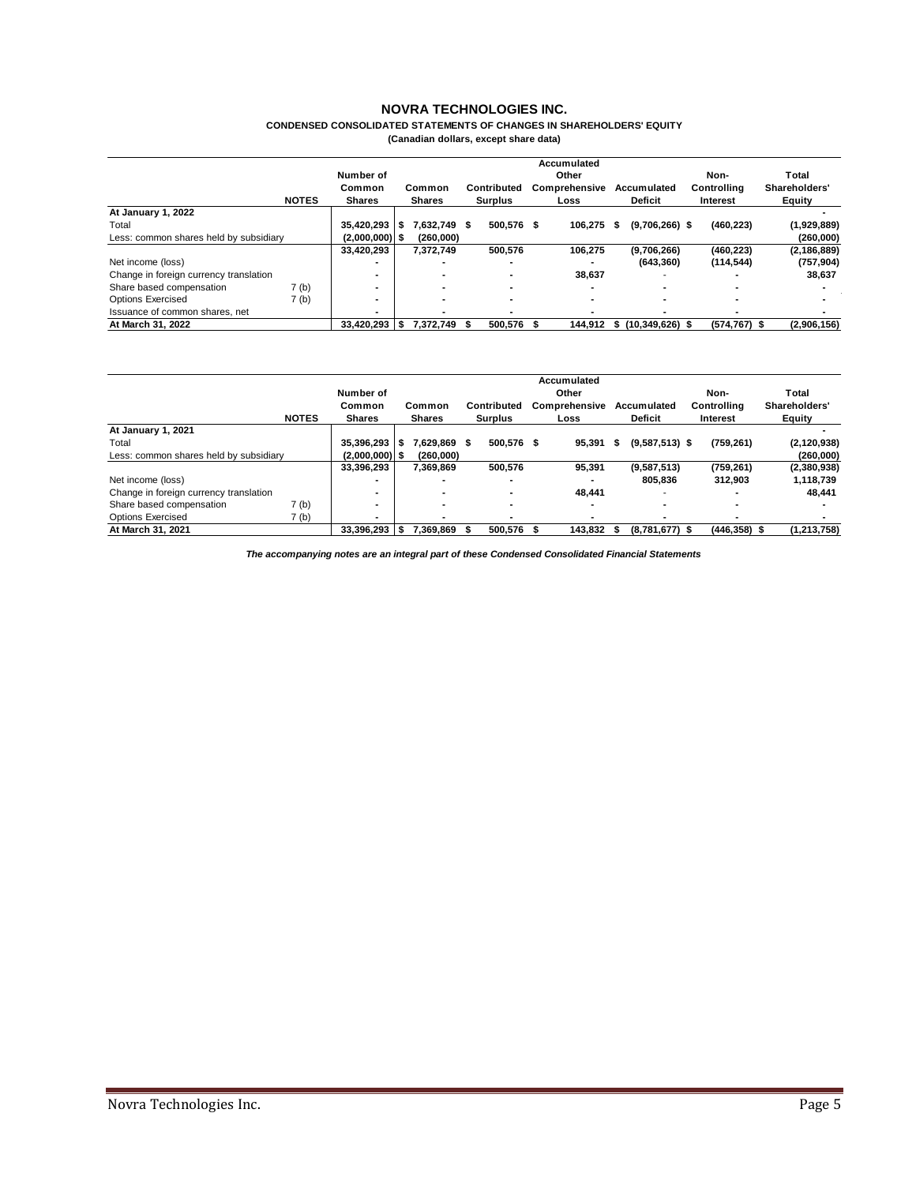# NOVRA TECHNOLOGIES INC.

**CONDENSED CONSOLIDATED STATEMENTS OF CHANGES IN SHAREHOLDERS' EQUITY**

**(Canadian dollars, except share data)**

| | NOTES | Number of Common Shares | Common Shares | Contributed Surplus | Accumulated Other Comprehensive Loss | Accumulated Deficit | Non-Controlling Interest | Total Shareholders' Equity |
|---|---|---|---|---|---|---|---|---|
| **At January 1, 2022** | | | | | | | | - |
| Total | | 35,420,293 | $ 7,632,749 | $ 500,576 | $ 106,275 | $ (9,706,266) | $ (460,223) | (1,929,889) |
| Less: common shares held by subsidiary | | (2,000,000) | $ (260,000) | | | | | (260,000) |
| | | 33,420,293 | 7,372,749 | 500,576 | 106,275 | (9,706,266) | (460,223) | (2,186,889) |
| Net income (loss) | | - | - | - | - | (643,360) | (114,544) | (757,904) |
| Change in foreign currency translation | | - | - | - | 38,637 | - | - | 38,637 |
| Share based compensation | 7 (b) | - | - | - | - | - | - | - |
| Options Exercised | 7 (b) | - | - | - | - | - | - | - |
| Issuance of common shares, net | | - | - | - | - | - | - | - |
| **At March 31, 2022** | | 33,420,293 | $ 7,372,749 | $ 500,576 | $ 144,912 | $ (10,349,626) | $ (574,767) | $ (2,906,156) |

| | NOTES | Number of Common Shares | Common Shares | Contributed Surplus | Accumulated Other Comprehensive Loss | Accumulated Deficit | Non-Controlling Interest | Total Shareholders' Equity |
|---|---|---|---|---|---|---|---|---|
| **At January 1, 2021** | | | | | | | | - |
| Total | | 35,396,293 | $ 7,629,869 | $ 500,576 | $ 95,391 | $ (9,587,513) | $ (759,261) | (2,120,938) |
| Less: common shares held by subsidiary | | (2,000,000) | $ (260,000) | | | | | (260,000) |
| | | 33,396,293 | 7,369,869 | 500,576 | 95,391 | (9,587,513) | (759,261) | (2,380,938) |
| Net income (loss) | | - | - | - | - | 805,836 | 312,903 | 1,118,739 |
| Change in foreign currency translation | | - | - | - | 48,441 | - | - | 48,441 |
| Share based compensation | 7 (b) | - | - | - | - | - | - | - |
| Options Exercised | 7 (b) | - | - | - | - | - | - | - |
| **At March 31, 2021** | | 33,396,293 | $ 7,369,869 | $ 500,576 | $ 143,832 | $ (8,781,677) | $ (446,358) | $ (1,213,758) |

***The accompanying notes are an integral part of these Condensed Consolidated Financial Statements***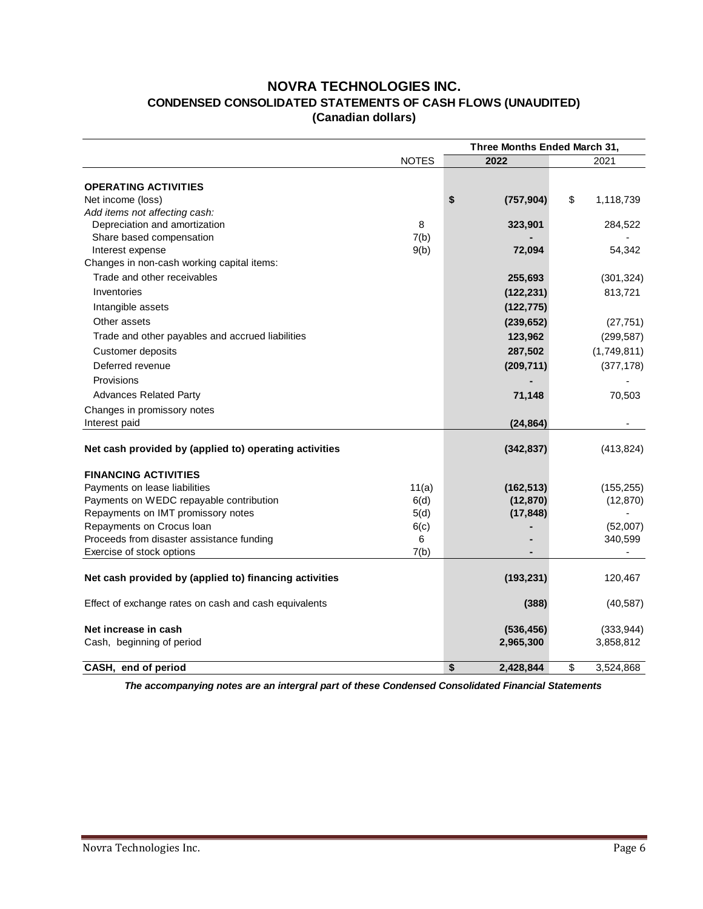# NOVRA TECHNOLOGIES INC.

## CONDENSED CONSOLIDATED STATEMENTS OF CASH FLOWS (UNAUDITED)

### (Canadian dollars)

| | NOTES | Three Months Ended March 31, 2022 | 2021 |
|---|---|---|---|
| **OPERATING ACTIVITIES** | | | |
| Net income (loss) | | **$ (757,904)** | $ 1,118,739 |
| *Add items not affecting cash:* | | | |
| Depreciation and amortization | 8 | **323,901** | 284,522 |
| Share based compensation | 7(b) | **-** | - |
| Interest expense | 9(b) | **72,094** | 54,342 |
| Changes in non-cash working capital items: | | | |
| Trade and other receivables | | **255,693** | (301,324) |
| Inventories | | **(122,231)** | 813,721 |
| Intangible assets | | **(122,775)** | |
| Other assets | | **(239,652)** | (27,751) |
| Trade and other payables and accrued liabilities | | **123,962** | (299,587) |
| Customer deposits | | **287,502** | (1,749,811) |
| Deferred revenue | | **(209,711)** | (377,178) |
| Provisions | | **-** | - |
| Advances Related Party | | **71,148** | 70,503 |
| Changes in promissory notes | | | |
| Interest paid | | **(24,864)** | - |
| **Net cash provided by (applied to) operating activities** | | **(342,837)** | (413,824) |
| **FINANCING ACTIVITIES** | | | |
| Payments on lease liabilities | 11(a) | **(162,513)** | (155,255) |
| Payments on WEDC repayable contribution | 6(d) | **(12,870)** | (12,870) |
| Repayments on IMT promissory notes | 5(d) | **(17,848)** | - |
| Repayments on Crocus loan | 6(c) | **-** | (52,007) |
| Proceeds from disaster assistance funding | 6 | **-** | 340,599 |
| Exercise of stock options | 7(b) | **-** | - |
| **Net cash provided by (applied to) financing activities** | | **(193,231)** | 120,467 |
| Effect of exchange rates on cash and cash equivalents | | **(388)** | (40,587) |
| **Net increase in cash** | | **(536,456)** | (333,944) |
| Cash, beginning of period | | **2,965,300** | 3,858,812 |
| **CASH, end of period** | | **$ 2,428,844** | $ 3,524,868 |

***The accompanying notes are an intergral part of these Condensed Consolidated Financial Statements***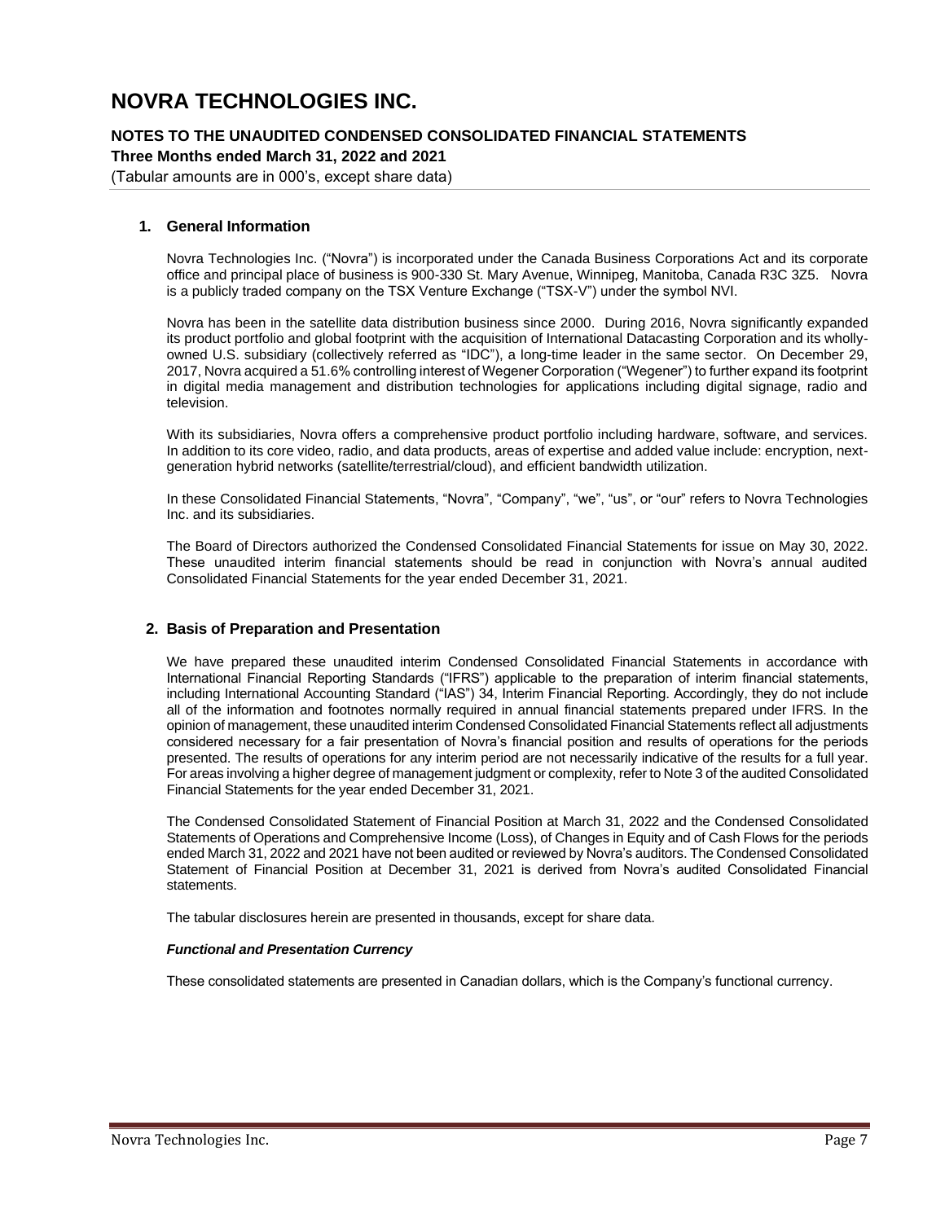# NOVRA TECHNOLOGIES INC.

**NOTES TO THE UNAUDITED CONDENSED CONSOLIDATED FINANCIAL STATEMENTS**
**Three Months ended March 31, 2022 and 2021**
(Tabular amounts are in 000's, except share data)

## 1. General Information

Novra Technologies Inc. ("Novra") is incorporated under the Canada Business Corporations Act and its corporate office and principal place of business is 900-330 St. Mary Avenue, Winnipeg, Manitoba, Canada R3C 3Z5. Novra is a publicly traded company on the TSX Venture Exchange ("TSX-V") under the symbol NVI.

Novra has been in the satellite data distribution business since 2000. During 2016, Novra significantly expanded its product portfolio and global footprint with the acquisition of International Datacasting Corporation and its wholly-owned U.S. subsidiary (collectively referred as "IDC"), a long-time leader in the same sector. On December 29, 2017, Novra acquired a 51.6% controlling interest of Wegener Corporation ("Wegener") to further expand its footprint in digital media management and distribution technologies for applications including digital signage, radio and television.

With its subsidiaries, Novra offers a comprehensive product portfolio including hardware, software, and services. In addition to its core video, radio, and data products, areas of expertise and added value include: encryption, next-generation hybrid networks (satellite/terrestrial/cloud), and efficient bandwidth utilization.

In these Consolidated Financial Statements, "Novra", "Company", "we", "us", or "our" refers to Novra Technologies Inc. and its subsidiaries.

The Board of Directors authorized the Condensed Consolidated Financial Statements for issue on May 30, 2022. These unaudited interim financial statements should be read in conjunction with Novra's annual audited Consolidated Financial Statements for the year ended December 31, 2021.

## 2. Basis of Preparation and Presentation

We have prepared these unaudited interim Condensed Consolidated Financial Statements in accordance with International Financial Reporting Standards ("IFRS") applicable to the preparation of interim financial statements, including International Accounting Standard ("IAS") 34, Interim Financial Reporting. Accordingly, they do not include all of the information and footnotes normally required in annual financial statements prepared under IFRS. In the opinion of management, these unaudited interim Condensed Consolidated Financial Statements reflect all adjustments considered necessary for a fair presentation of Novra's financial position and results of operations for the periods presented. The results of operations for any interim period are not necessarily indicative of the results for a full year. For areas involving a higher degree of management judgment or complexity, refer to Note 3 of the audited Consolidated Financial Statements for the year ended December 31, 2021.

The Condensed Consolidated Statement of Financial Position at March 31, 2022 and the Condensed Consolidated Statements of Operations and Comprehensive Income (Loss), of Changes in Equity and of Cash Flows for the periods ended March 31, 2022 and 2021 have not been audited or reviewed by Novra's auditors. The Condensed Consolidated Statement of Financial Position at December 31, 2021 is derived from Novra's audited Consolidated Financial statements.

The tabular disclosures herein are presented in thousands, except for share data.

***Functional and Presentation Currency***

These consolidated statements are presented in Canadian dollars, which is the Company's functional currency.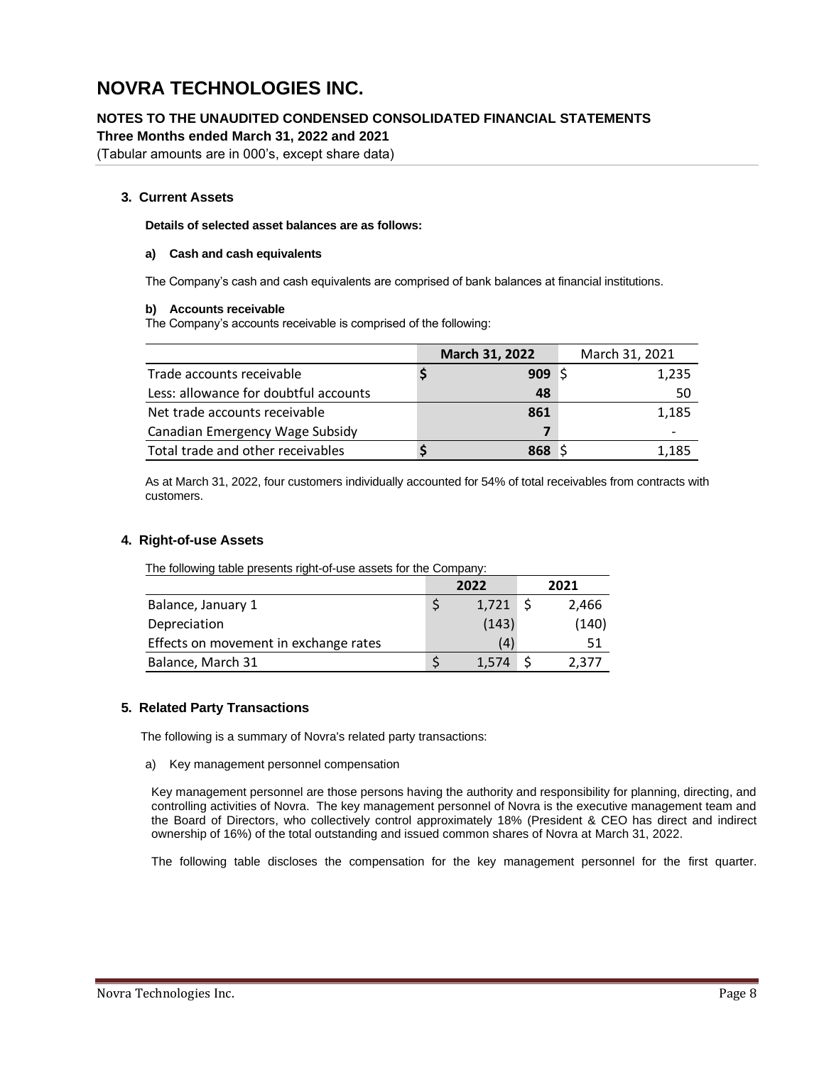# NOVRA TECHNOLOGIES INC.

**NOTES TO THE UNAUDITED CONDENSED CONSOLIDATED FINANCIAL STATEMENTS**
**Three Months ended March 31, 2022 and 2021**
(Tabular amounts are in 000's, except share data)

### 3. Current Assets

**Details of selected asset balances are as follows:**

**a) Cash and cash equivalents**

The Company's cash and cash equivalents are comprised of bank balances at financial institutions.

**b) Accounts receivable**

The Company's accounts receivable is comprised of the following:

| | **March 31, 2022** | March 31, 2021 |
|---|---|---|
| Trade accounts receivable | **$ 909** | $ 1,235 |
| Less: allowance for doubtful accounts | **48** | 50 |
| Net trade accounts receivable | **861** | 1,185 |
| Canadian Emergency Wage Subsidy | **7** | - |
| Total trade and other receivables | **$ 868** | $ 1,185 |

As at March 31, 2022, four customers individually accounted for 54% of total receivables from contracts with customers.

### 4. Right-of-use Assets

The following table presents right-of-use assets for the Company:

| | **2022** | **2021** |
|---|---|---|
| Balance, January 1 | $ 1,721 | $ 2,466 |
| Depreciation | (143) | (140) |
| Effects on movement in exchange rates | (4) | 51 |
| Balance, March 31 | $ 1,574 | $ 2,377 |

### 5. Related Party Transactions

The following is a summary of Novra's related party transactions:

a) Key management personnel compensation

Key management personnel are those persons having the authority and responsibility for planning, directing, and controlling activities of Novra. The key management personnel of Novra is the executive management team and the Board of Directors, who collectively control approximately 18% (President & CEO has direct and indirect ownership of 16%) of the total outstanding and issued common shares of Novra at March 31, 2022.

The following table discloses the compensation for the key management personnel for the first quarter.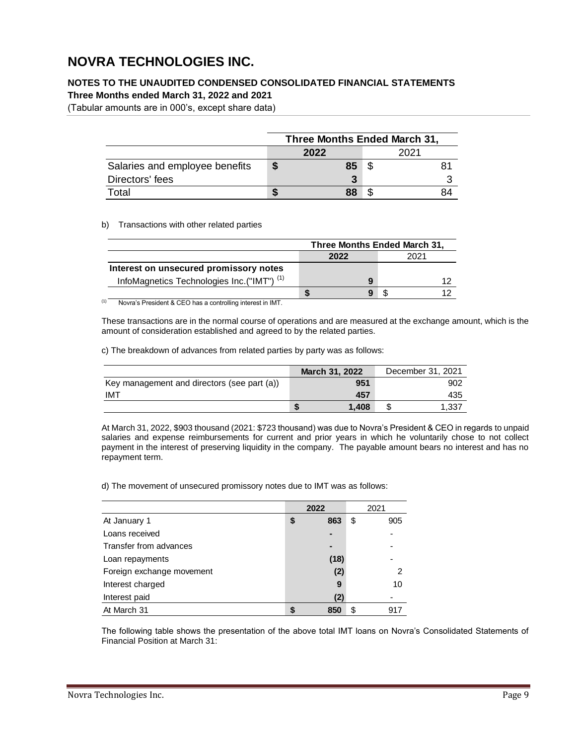# NOVRA TECHNOLOGIES INC.

**NOTES TO THE UNAUDITED CONDENSED CONSOLIDATED FINANCIAL STATEMENTS**
**Three Months ended March 31, 2022 and 2021**
(Tabular amounts are in 000's, except share data)

| | Three Months Ended March 31, | |
|---|---|---|
| | **2022** | 2021 |
| Salaries and employee benefits | **$ 85** | $ 81 |
| Directors' fees | **3** | 3 |
| Total | **$ 88** | $ 84 |

b) Transactions with other related parties

| | Three Months Ended March 31, | |
|---|---|---|
| | **2022** | 2021 |
| **Interest on unsecured promissory notes** | | |
| InfoMagnetics Technologies Inc.("IMT") [1] | **9** | 12 |
| | **$ 9** | $ 12 |

[1] Novra's President & CEO has a controlling interest in IMT.

These transactions are in the normal course of operations and are measured at the exchange amount, which is the amount of consideration established and agreed to by the related parties.

c) The breakdown of advances from related parties by party was as follows:

| | **March 31, 2022** | December 31, 2021 |
|---|---|---|
| Key management and directors (see part (a)) | **951** | 902 |
| IMT | **457** | 435 |
| | **$ 1,408** | $ 1,337 |

At March 31, 2022, $903 thousand (2021: $723 thousand) was due to Novra's President & CEO in regards to unpaid salaries and expense reimbursements for current and prior years in which he voluntarily chose to not collect payment in the interest of preserving liquidity in the company. The payable amount bears no interest and has no repayment term.

d) The movement of unsecured promissory notes due to IMT was as follows:

| | **2022** | 2021 |
|---|---|---|
| At January 1 | **$ 863** | $ 905 |
| Loans received | **-** | - |
| Transfer from advances | **-** | - |
| Loan repayments | **(18)** | - |
| Foreign exchange movement | **(2)** | 2 |
| Interest charged | **9** | 10 |
| Interest paid | **(2)** | - |
| At March 31 | **$ 850** | $ 917 |

The following table shows the presentation of the above total IMT loans on Novra's Consolidated Statements of Financial Position at March 31: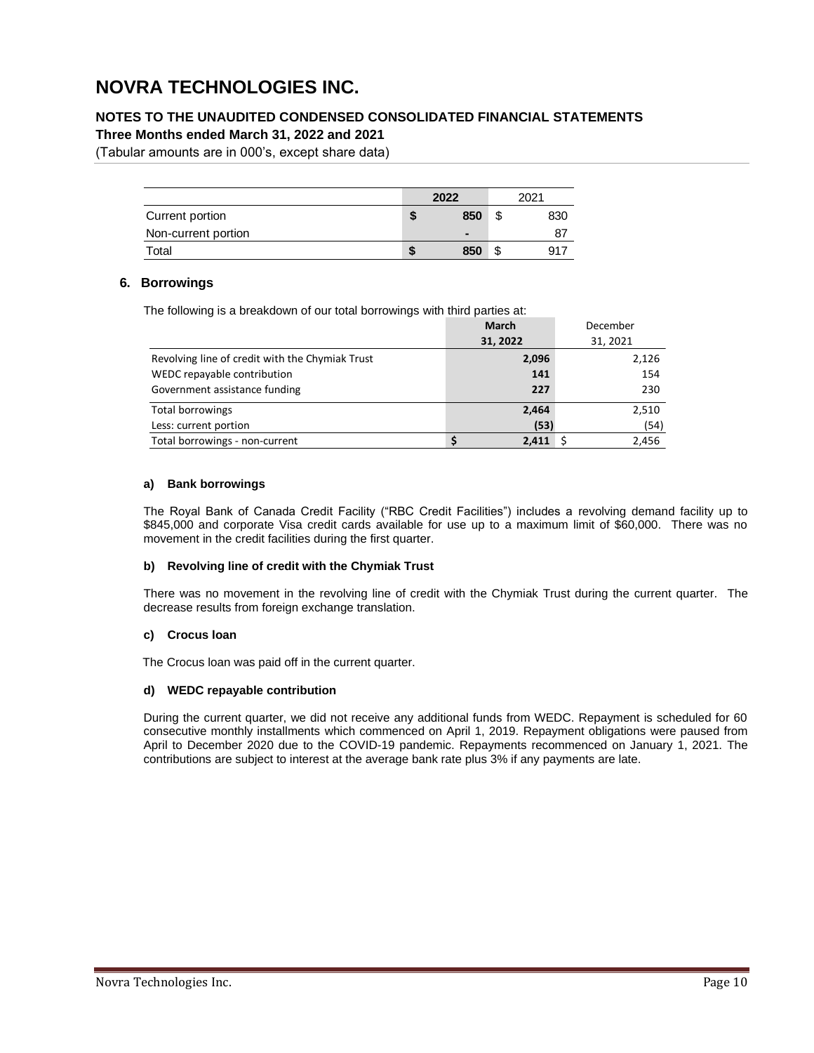# NOVRA TECHNOLOGIES INC.

## NOTES TO THE UNAUDITED CONDENSED CONSOLIDATED FINANCIAL STATEMENTS

**Three Months ended March 31, 2022 and 2021**

(Tabular amounts are in 000's, except share data)

| | 2022 | 2021 |
|---|---|---|
| Current portion | $ 850 | $ 830 |
| Non-current portion | - | 87 |
| Total | $ 850 | $ 917 |

### 6. Borrowings

The following is a breakdown of our total borrowings with third parties at:

| | March 31, 2022 | December 31, 2021 |
|---|---|---|
| Revolving line of credit with the Chymiak Trust | 2,096 | 2,126 |
| WEDC repayable contribution | 141 | 154 |
| Government assistance funding | 227 | 230 |
| Total borrowings | 2,464 | 2,510 |
| Less: current portion | (53) | (54) |
| Total borrowings - non-current | $ 2,411 | $ 2,456 |

#### a) Bank borrowings

The Royal Bank of Canada Credit Facility ("RBC Credit Facilities") includes a revolving demand facility up to $845,000 and corporate Visa credit cards available for use up to a maximum limit of $60,000. There was no movement in the credit facilities during the first quarter.

#### b) Revolving line of credit with the Chymiak Trust

There was no movement in the revolving line of credit with the Chymiak Trust during the current quarter. The decrease results from foreign exchange translation.

#### c) Crocus loan

The Crocus loan was paid off in the current quarter.

#### d) WEDC repayable contribution

During the current quarter, we did not receive any additional funds from WEDC. Repayment is scheduled for 60 consecutive monthly installments which commenced on April 1, 2019. Repayment obligations were paused from April to December 2020 due to the COVID-19 pandemic. Repayments recommenced on January 1, 2021. The contributions are subject to interest at the average bank rate plus 3% if any payments are late.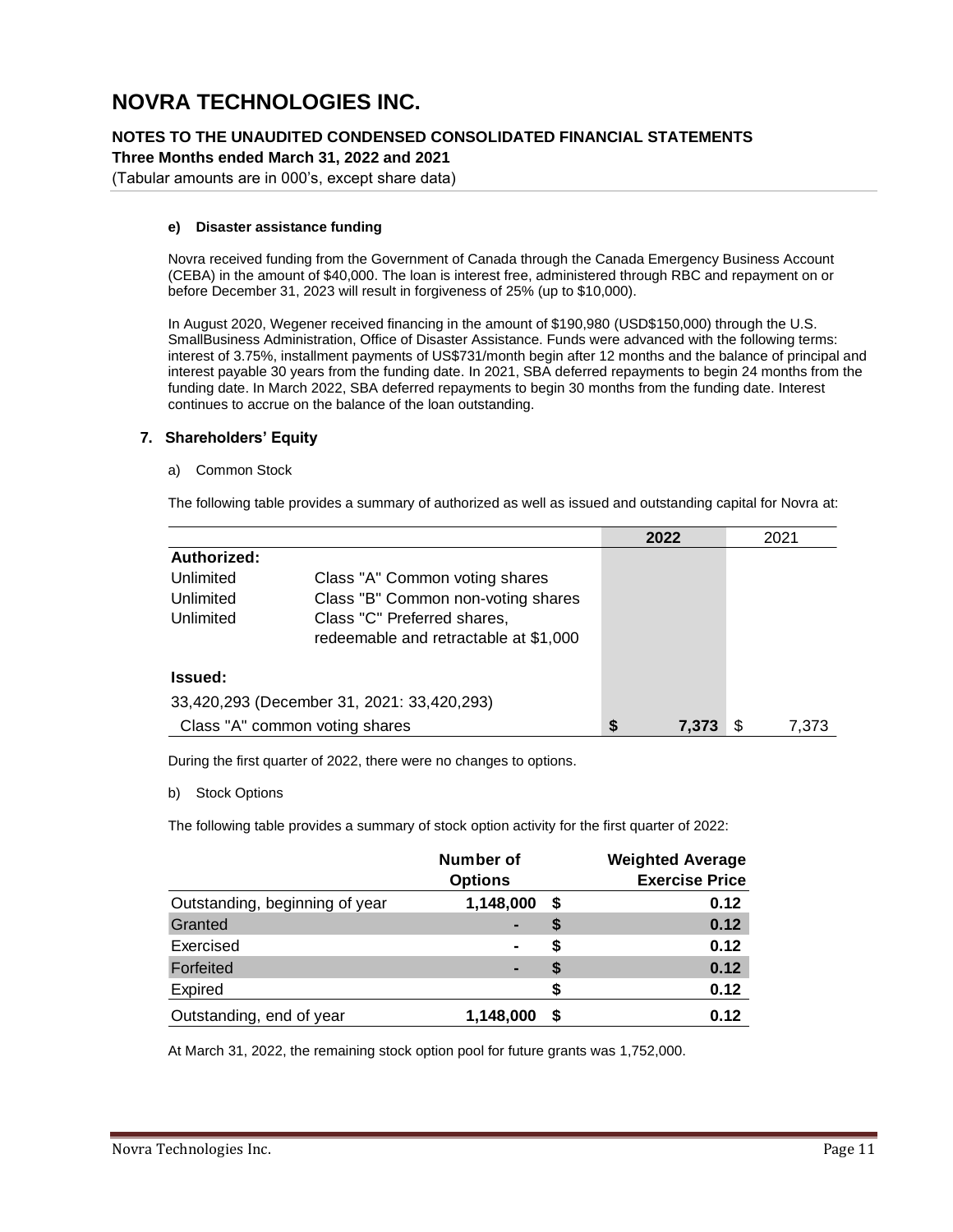# NOVRA TECHNOLOGIES INC.

**NOTES TO THE UNAUDITED CONDENSED CONSOLIDATED FINANCIAL STATEMENTS**
**Three Months ended March 31, 2022 and 2021**
(Tabular amounts are in 000's, except share data)

#### e) Disaster assistance funding

Novra received funding from the Government of Canada through the Canada Emergency Business Account (CEBA) in the amount of $40,000. The loan is interest free, administered through RBC and repayment on or before December 31, 2023 will result in forgiveness of 25% (up to $10,000).

In August 2020, Wegener received financing in the amount of $190,980 (USD$150,000) through the U.S. SmallBusiness Administration, Office of Disaster Assistance. Funds were advanced with the following terms: interest of 3.75%, installment payments of US$731/month begin after 12 months and the balance of principal and interest payable 30 years from the funding date. In 2021, SBA deferred repayments to begin 24 months from the funding date. In March 2022, SBA deferred repayments to begin 30 months from the funding date. Interest continues to accrue on the balance of the loan outstanding.

## 7. Shareholders' Equity

a) Common Stock

The following table provides a summary of authorized as well as issued and outstanding capital for Novra at:

| | | 2022 | 2021 |
|---|---|---|---|
| **Authorized:** | | | |
| Unlimited | Class "A" Common voting shares | | |
| Unlimited | Class "B" Common non-voting shares | | |
| Unlimited | Class "C" Preferred shares, redeemable and retractable at $1,000 | | |
| **Issued:** | | | |
| 33,420,293 (December 31, 2021: 33,420,293) | | | |
| Class "A" common voting shares | | **$ 7,373** | $ 7,373 |

During the first quarter of 2022, there were no changes to options.

b) Stock Options

The following table provides a summary of stock option activity for the first quarter of 2022:

| | Number of Options | Weighted Average Exercise Price |
|---|---|---|
| Outstanding, beginning of year | 1,148,000 | $ 0.12 |
| Granted | - | $ 0.12 |
| Exercised | - | $ 0.12 |
| Forfeited | - | $ 0.12 |
| Expired | | $ 0.12 |
| Outstanding, end of year | 1,148,000 | $ 0.12 |

At March 31, 2022, the remaining stock option pool for future grants was 1,752,000.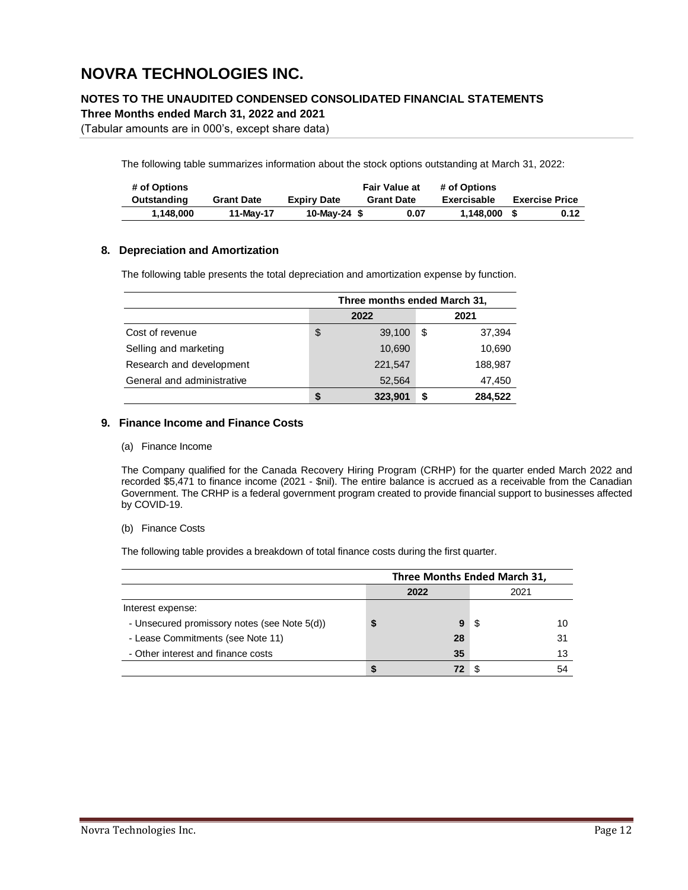# NOVRA TECHNOLOGIES INC.

**NOTES TO THE UNAUDITED CONDENSED CONSOLIDATED FINANCIAL STATEMENTS**
**Three Months ended March 31, 2022 and 2021**
(Tabular amounts are in 000's, except share data)

The following table summarizes information about the stock options outstanding at March 31, 2022:

| # of Options Outstanding | Grant Date | Expiry Date | Fair Value at Grant Date | # of Options Exercisable | Exercise Price |
|---|---|---|---|---|---|
| **1,148,000** | **11-May-17** | **10-May-24** | **$ 0.07** | **1,148,000** | **$ 0.12** |

## 8. Depreciation and Amortization

The following table presents the total depreciation and amortization expense by function.

| | Three months ended March 31, | |
|---|---|---|
| | 2022 | 2021 |
| Cost of revenue | $ 39,100 | $ 37,394 |
| Selling and marketing | 10,690 | 10,690 |
| Research and development | 221,547 | 188,987 |
| General and administrative | 52,564 | 47,450 |
| | **$ 323,901** | **$ 284,522** |

## 9. Finance Income and Finance Costs

(a) Finance Income

The Company qualified for the Canada Recovery Hiring Program (CRHP) for the quarter ended March 2022 and recorded $5,471 to finance income (2021 - $nil). The entire balance is accrued as a receivable from the Canadian Government. The CRHP is a federal government program created to provide financial support to businesses affected by COVID-19.

(b) Finance Costs

The following table provides a breakdown of total finance costs during the first quarter.

| | Three Months Ended March 31, | |
|---|---|---|
| | 2022 | 2021 |
| Interest expense: | | |
| - Unsecured promissory notes (see Note 5(d)) | **$ 9** | $ 10 |
| - Lease Commitments (see Note 11) | **28** | 31 |
| - Other interest and finance costs | **35** | 13 |
| | **$ 72** | $ 54 |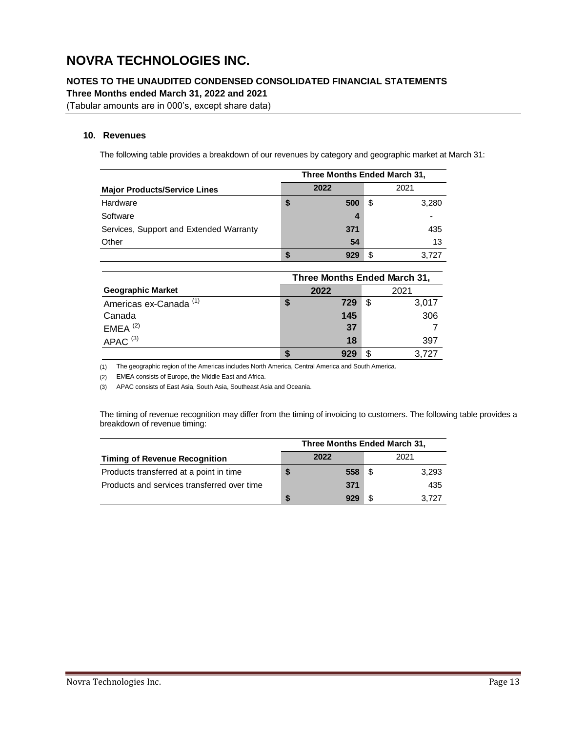# NOVRA TECHNOLOGIES INC.

**NOTES TO THE UNAUDITED CONDENSED CONSOLIDATED FINANCIAL STATEMENTS**
**Three Months ended March 31, 2022 and 2021**
(Tabular amounts are in 000's, except share data)

### 10. Revenues

The following table provides a breakdown of our revenues by category and geographic market at March 31:

| | Three Months Ended March 31, | |
|---|---|---|
| **Major Products/Service Lines** | **2022** | 2021 |
| Hardware | **$ 500** | $ 3,280 |
| Software | **4** | - |
| Services, Support and Extended Warranty | **371** | 435 |
| Other | **54** | 13 |
| | **$ 929** | $ 3,727 |

| | Three Months Ended March 31, | |
|---|---|---|
| **Geographic Market** | **2022** | 2021 |
| Americas ex-Canada (1) | **$ 729** | $ 3,017 |
| Canada | **145** | 306 |
| EMEA (2) | **37** | 7 |
| APAC (3) | **18** | 397 |
| | **$ 929** | $ 3,727 |

(1) The geographic region of the Americas includes North America, Central America and South America.

(2) EMEA consists of Europe, the Middle East and Africa.

(3) APAC consists of East Asia, South Asia, Southeast Asia and Oceania.

The timing of revenue recognition may differ from the timing of invoicing to customers. The following table provides a breakdown of revenue timing:

| | Three Months Ended March 31, | |
|---|---|---|
| **Timing of Revenue Recognition** | **2022** | 2021 |
| Products transferred at a point in time | **$ 558** | $ 3,293 |
| Products and services transferred over time | **371** | 435 |
| | **$ 929** | $ 3,727 |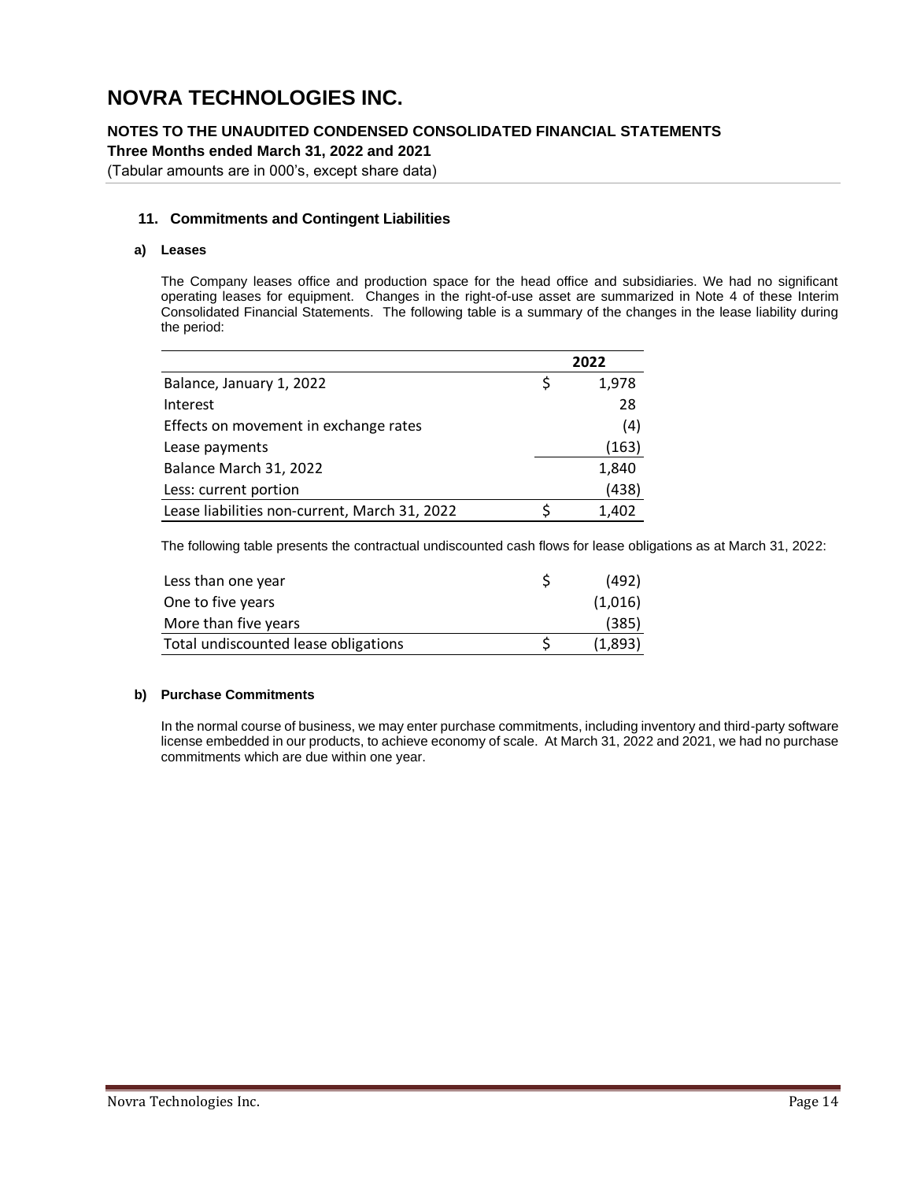# NOVRA TECHNOLOGIES INC.

### NOTES TO THE UNAUDITED CONDENSED CONSOLIDATED FINANCIAL STATEMENTS
**Three Months ended March 31, 2022 and 2021**

(Tabular amounts are in 000's, except share data)

#### 11. Commitments and Contingent Liabilities

**a) Leases**

The Company leases office and production space for the head office and subsidiaries. We had no significant operating leases for equipment. Changes in the right-of-use asset are summarized in Note 4 of these Interim Consolidated Financial Statements. The following table is a summary of the changes in the lease liability during the period:

| | | 2022 |
|---|---|---|
| Balance, January 1, 2022 | $ | 1,978 |
| Interest | | 28 |
| Effects on movement in exchange rates | | (4) |
| Lease payments | | (163) |
| Balance March 31, 2022 | | 1,840 |
| Less: current portion | | (438) |
| Lease liabilities non-current, March 31, 2022 | $ | 1,402 |

The following table presents the contractual undiscounted cash flows for lease obligations as at March 31, 2022:

| | | |
|---|---|---|
| Less than one year | $ | (492) |
| One to five years | | (1,016) |
| More than five years | | (385) |
| Total undiscounted lease obligations | $ | (1,893) |

**b) Purchase Commitments**

In the normal course of business, we may enter purchase commitments, including inventory and third-party software license embedded in our products, to achieve economy of scale. At March 31, 2022 and 2021, we had no purchase commitments which are due within one year.